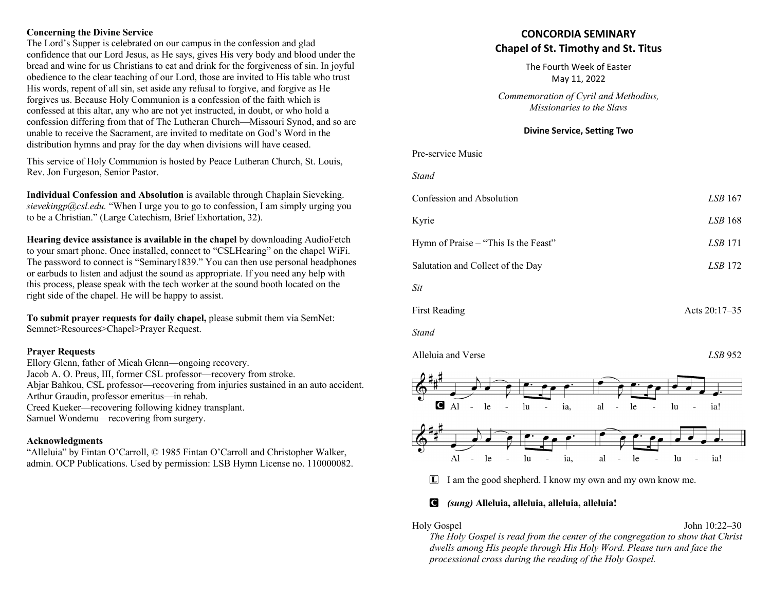**Concerning the Divine Service**

The Lord's Supper is celebrated on our campus in the confession and glad confidence that our Lord Jesus, as He says, gives His very body and blood under the bread and wine for us Christians to eat and drink for the forgiveness of sin. In joyful obedience to the clear teaching of our Lord, those are invited to His table who trust His words, repent of all sin, set aside any refusal to forgive, and forgive as He forgives us. Because Holy Communion is a confession of the faith which is confessed at this altar, any who are not yet instructed, in doubt, or who hold a confession differing from that of The Lutheran Church—Missouri Synod, and so are unable to receive the Sacrament, are invited to meditate on God's Word in the distribution hymns and pray for the day when divisions will have ceased.

This service of Holy Communion is hosted by Peace Lutheran Church, St. Louis, Rev. Jon Furgeson, Senior Pastor.

**Individual Confession and Absolution** is available through Chaplain Sieveking. *sievekingp@csl.edu.* "When I urge you to go to confession, I am simply urging you to be a Christian." (Large Catechism, Brief Exhortation, 32).

**Hearing device assistance is available in the chapel** by downloading AudioFetch to your smart phone. Once installed, connect to "CSLHearing" on the chapel WiFi. The password to connect is "Seminary1839." You can then use personal headphones or earbuds to listen and adjust the sound as appropriate. If you need any help with this process, please speak with the tech worker at the sound booth located on the right side of the chapel. He will be happy to assist.

**To submit prayer requests for daily chapel,** please submit them via SemNet: Semnet>Resources>Chapel>Prayer Request.

**Prayer Requests**

Ellory Glenn, father of Micah Glenn—ongoing recovery.
Jacob A. O. Preus, III, former CSL professor—recovery from stroke.
Abjar Bahkou, CSL professor—recovering from injuries sustained in an auto accident.
Arthur Graudin, professor emeritus—in rehab.
Creed Kueker—recovering following kidney transplant.
Samuel Wondemu—recovering from surgery.

**Acknowledgments**

"Alleluia" by Fintan O'Carroll, © 1985 Fintan O'Carroll and Christopher Walker, admin. OCP Publications. Used by permission: LSB Hymn License no. 110000082.

**CONCORDIA SEMINARY**
**Chapel of St. Timothy and St. Titus**

The Fourth Week of Easter
May 11, 2022

*Commemoration of Cyril and Methodius, Missionaries to the Slavs*

**Divine Service, Setting Two**

Pre-service Music

*Stand*

Confession and Absolution — *LSB* 167

Kyrie — *LSB* 168

Hymn of Praise – "This Is the Feast" — *LSB* 171

Salutation and Collect of the Day — *LSB* 172

*Sit*

First Reading — Acts 20:17–35

*Stand*

Alleluia and Verse — *LSB* 952

C Al - le - lu - ia, al - le - lu - ia!
Al - le - lu - ia, al - le - lu - ia!

L I am the good shepherd. I know my own and my own know me.

C *(sung)* **Alleluia, alleluia, alleluia, alleluia!**

Holy Gospel — John 10:22–30

*The Holy Gospel is read from the center of the congregation to show that Christ dwells among His people through His Holy Word. Please turn and face the processional cross during the reading of the Holy Gospel.*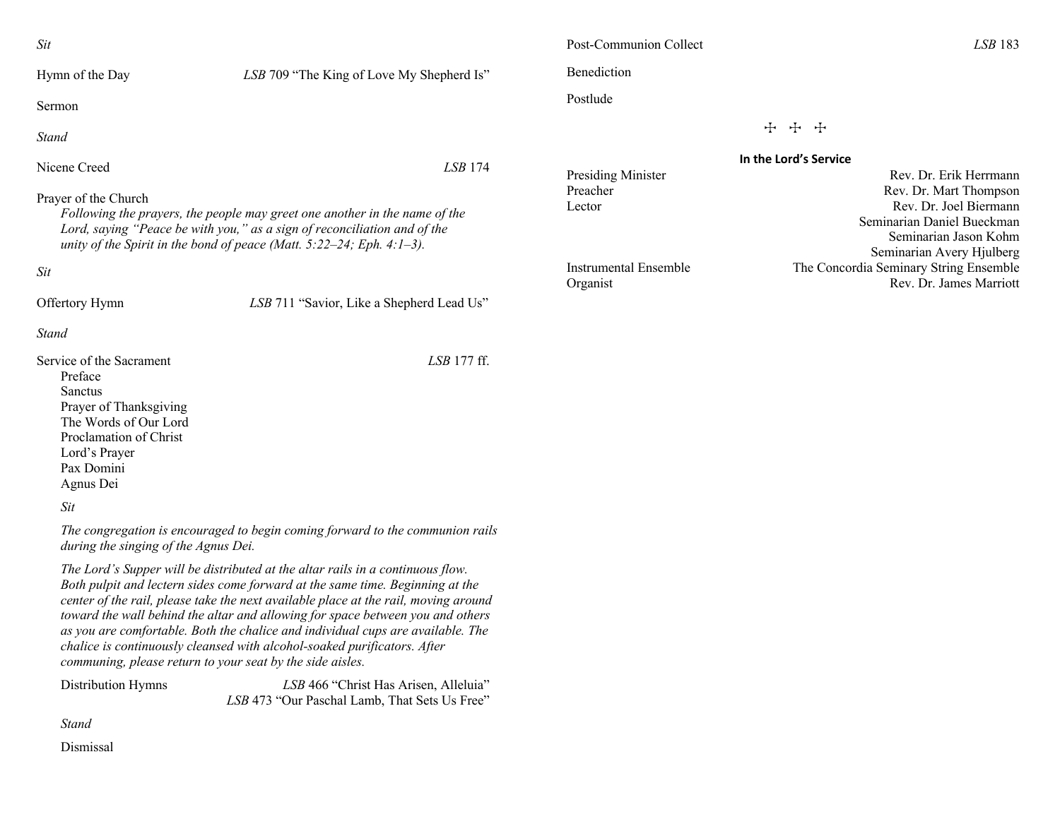*Sit*

Hymn of the Day — *LSB* 709 "The King of Love My Shepherd Is"

Sermon

*Stand*

Nicene Creed — *LSB* 174

Prayer of the Church

*Following the prayers, the people may greet one another in the name of the Lord, saying "Peace be with you," as a sign of reconciliation and of the unity of the Spirit in the bond of peace (Matt. 5:22–24; Eph. 4:1–3).*

*Sit*

Offertory Hymn — *LSB* 711 "Savior, Like a Shepherd Lead Us"

*Stand*

Service of the Sacrament — *LSB* 177 ff.

- Preface
- Sanctus
- Prayer of Thanksgiving
- The Words of Our Lord
- Proclamation of Christ
- Lord's Prayer
- Pax Domini
- Agnus Dei

*Sit*

*The congregation is encouraged to begin coming forward to the communion rails during the singing of the Agnus Dei.*

*The Lord's Supper will be distributed at the altar rails in a continuous flow. Both pulpit and lectern sides come forward at the same time. Beginning at the center of the rail, please take the next available place at the rail, moving around toward the wall behind the altar and allowing for space between you and others as you are comfortable. Both the chalice and individual cups are available. The chalice is continuously cleansed with alcohol-soaked purificators. After communing, please return to your seat by the side aisles.*

Distribution Hymns — *LSB* 466 "Christ Has Arisen, Alleluia"; *LSB* 473 "Our Paschal Lamb, That Sets Us Free"

*Stand*

Dismissal

Post-Communion Collect — *LSB* 183

Benediction

Postlude

☩ ☩ ☩

**In the Lord's Service**

| | |
|---|---|
| Presiding Minister | Rev. Dr. Erik Herrmann |
| Preacher | Rev. Dr. Mart Thompson |
| Lector | Rev. Dr. Joel Biermann |
| | Seminarian Daniel Bueckman |
| | Seminarian Jason Kohm |
| | Seminarian Avery Hjulberg |
| Instrumental Ensemble | The Concordia Seminary String Ensemble |
| Organist | Rev. Dr. James Marriott |